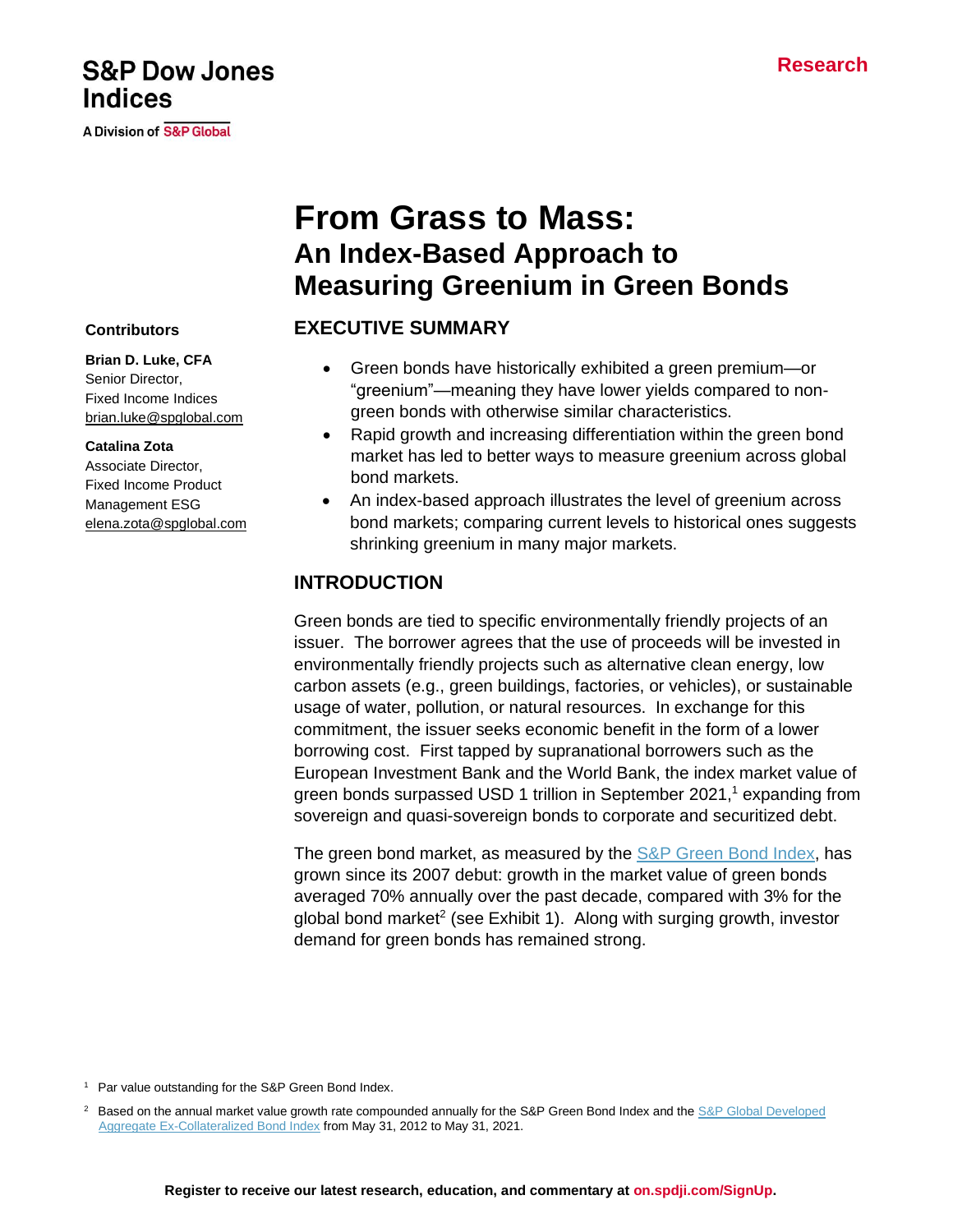S&P Dow Jones Indices

A Division of S&P Global

Research

# From Grass to Mass:
## An Index-Based Approach to Measuring Greenium in Green Bonds

**Contributors**

**Brian D. Luke, CFA**
Senior Director,
Fixed Income Indices
brian.luke@spglobal.com

**Catalina Zota**
Associate Director,
Fixed Income Product Management ESG
elena.zota@spglobal.com

## EXECUTIVE SUMMARY

- Green bonds have historically exhibited a green premium—or "greenium"—meaning they have lower yields compared to non-green bonds with otherwise similar characteristics.
- Rapid growth and increasing differentiation within the green bond market has led to better ways to measure greenium across global bond markets.
- An index-based approach illustrates the level of greenium across bond markets; comparing current levels to historical ones suggests shrinking greenium in many major markets.

## INTRODUCTION

Green bonds are tied to specific environmentally friendly projects of an issuer. The borrower agrees that the use of proceeds will be invested in environmentally friendly projects such as alternative clean energy, low carbon assets (e.g., green buildings, factories, or vehicles), or sustainable usage of water, pollution, or natural resources. In exchange for this commitment, the issuer seeks economic benefit in the form of a lower borrowing cost. First tapped by supranational borrowers such as the European Investment Bank and the World Bank, the index market value of green bonds surpassed USD 1 trillion in September 2021,[1] expanding from sovereign and quasi-sovereign bonds to corporate and securitized debt.

The green bond market, as measured by the S&P Green Bond Index, has grown since its 2007 debut: growth in the market value of green bonds averaged 70% annually over the past decade, compared with 3% for the global bond market[2] (see Exhibit 1). Along with surging growth, investor demand for green bonds has remained strong.

[1] Par value outstanding for the S&P Green Bond Index.

[2] Based on the annual market value growth rate compounded annually for the S&P Green Bond Index and the S&P Global Developed Aggregate Ex-Collateralized Bond Index from May 31, 2012 to May 31, 2021.

Register to receive our latest research, education, and commentary at on.spdji.com/SignUp.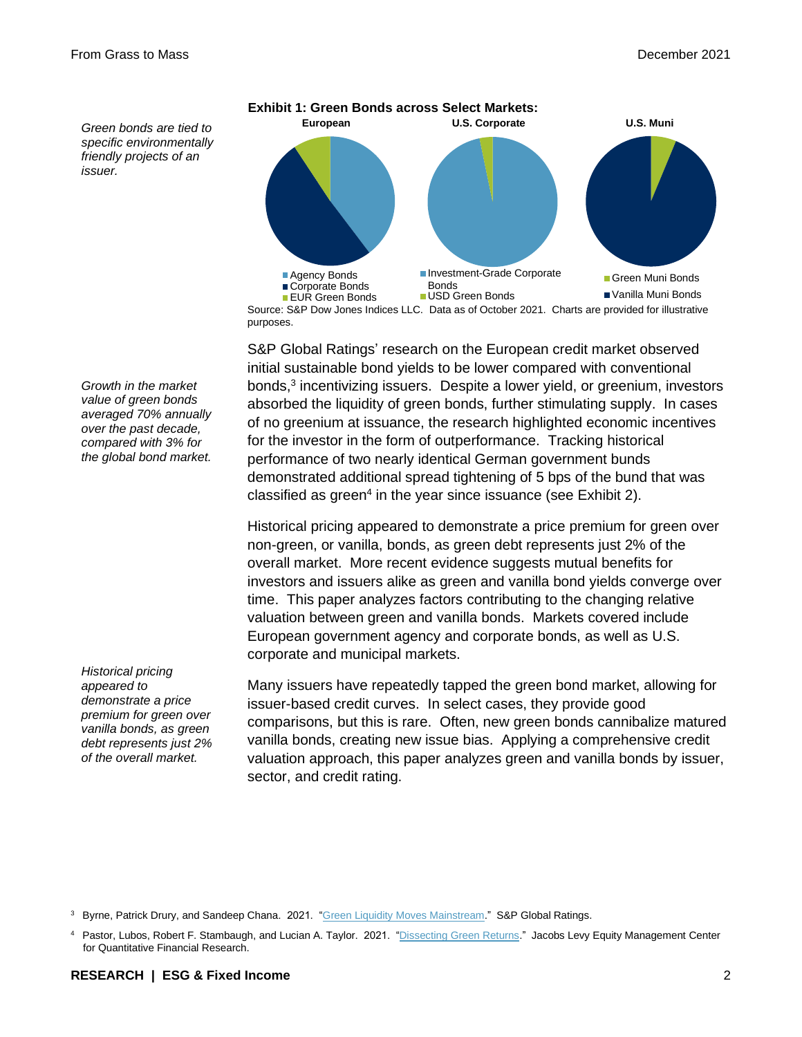*Green bonds are tied to specific environmentally friendly projects of an issuer.*

**Exhibit 1: Green Bonds across Select Markets:**

**European** — Agency Bonds; Corporate Bonds; EUR Green Bonds

**U.S. Corporate** — Investment-Grade Corporate Bonds; USD Green Bonds

**U.S. Muni** — Green Muni Bonds; Vanilla Muni Bonds

Source: S&P Dow Jones Indices LLC. Data as of October 2021. Charts are provided for illustrative purposes.

*Growth in the market value of green bonds averaged 70% annually over the past decade, compared with 3% for the global bond market.*

S&P Global Ratings' research on the European credit market observed initial sustainable bond yields to be lower compared with conventional bonds,[3] incentivizing issuers. Despite a lower yield, or greenium, investors absorbed the liquidity of green bonds, further stimulating supply. In cases of no greenium at issuance, the research highlighted economic incentives for the investor in the form of outperformance. Tracking historical performance of two nearly identical German government bunds demonstrated additional spread tightening of 5 bps of the bund that was classified as green[4] in the year since issuance (see Exhibit 2).

Historical pricing appeared to demonstrate a price premium for green over non-green, or vanilla, bonds, as green debt represents just 2% of the overall market. More recent evidence suggests mutual benefits for investors and issuers alike as green and vanilla bond yields converge over time. This paper analyzes factors contributing to the changing relative valuation between green and vanilla bonds. Markets covered include European government agency and corporate bonds, as well as U.S. corporate and municipal markets.

*Historical pricing appeared to demonstrate a price premium for green over vanilla bonds, as green debt represents just 2% of the overall market.*

Many issuers have repeatedly tapped the green bond market, allowing for issuer-based credit curves. In select cases, they provide good comparisons, but this is rare. Often, new green bonds cannibalize matured vanilla bonds, creating new issue bias. Applying a comprehensive credit valuation approach, this paper analyzes green and vanilla bonds by issuer, sector, and credit rating.

---

[3] Byrne, Patrick Drury, and Sandeep Chana. 2021. "Green Liquidity Moves Mainstream." S&P Global Ratings.

[4] Pastor, Lubos, Robert F. Stambaugh, and Lucian A. Taylor. 2021. "Dissecting Green Returns." Jacobs Levy Equity Management Center for Quantitative Financial Research.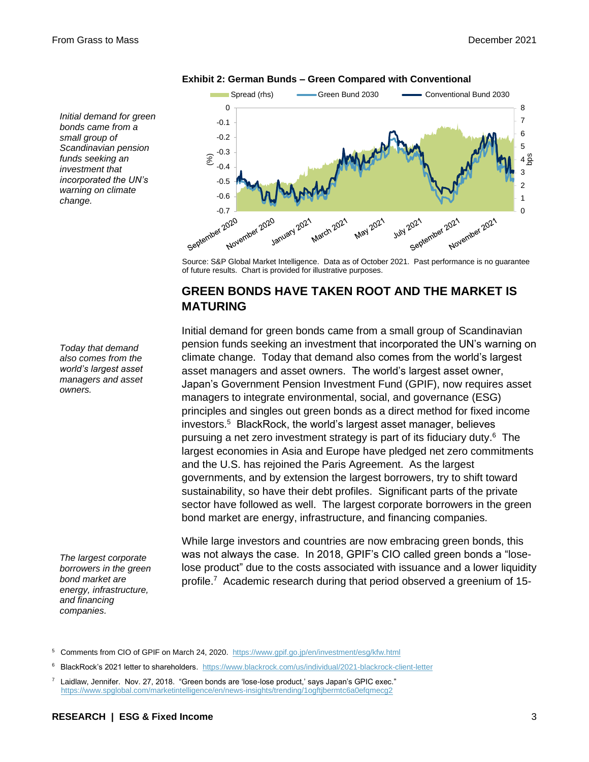**Exhibit 2: German Bunds – Green Compared with Conventional**

Source: S&P Global Market Intelligence. Data as of October 2021. Past performance is no guarantee of future results. Chart is provided for illustrative purposes.

*Initial demand for green bonds came from a small group of Scandinavian pension funds seeking an investment that incorporated the UN's warning on climate change.*

*Today that demand also comes from the world's largest asset managers and asset owners.*

*The largest corporate borrowers in the green bond market are energy, infrastructure, and financing companies.*

## GREEN BONDS HAVE TAKEN ROOT AND THE MARKET IS MATURING

Initial demand for green bonds came from a small group of Scandinavian pension funds seeking an investment that incorporated the UN's warning on climate change. Today that demand also comes from the world's largest asset managers and asset owners. The world's largest asset owner, Japan's Government Pension Investment Fund (GPIF), now requires asset managers to integrate environmental, social, and governance (ESG) principles and singles out green bonds as a direct method for fixed income investors.[5] BlackRock, the world's largest asset manager, believes pursuing a net zero investment strategy is part of its fiduciary duty.[6] The largest economies in Asia and Europe have pledged net zero commitments and the U.S. has rejoined the Paris Agreement. As the largest governments, and by extension the largest borrowers, try to shift toward sustainability, so have their debt profiles. Significant parts of the private sector have followed as well. The largest corporate borrowers in the green bond market are energy, infrastructure, and financing companies.

While large investors and countries are now embracing green bonds, this was not always the case. In 2018, GPIF's CIO called green bonds a "lose-lose product" due to the costs associated with issuance and a lower liquidity profile.[7] Academic research during that period observed a greenium of 15-

[5] Comments from CIO of GPIF on March 24, 2020. https://www.gpif.go.jp/en/investment/esg/kfw.html

[6] BlackRock's 2021 letter to shareholders. https://www.blackrock.com/us/individual/2021-blackrock-client-letter

[7] Laidlaw, Jennifer. Nov. 27, 2018. "Green bonds are 'lose-lose product,' says Japan's GPIC exec." https://www.spglobal.com/marketintelligence/en/news-insights/trending/1ogftjbermtc6a0efqmecg2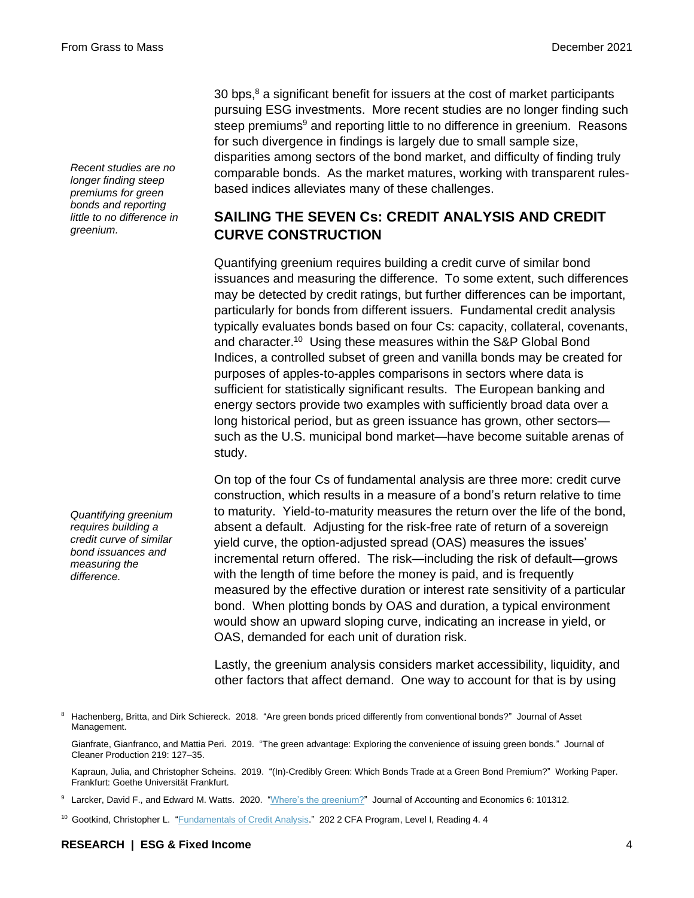*Recent studies are no longer finding steep premiums for green bonds and reporting little to no difference in greenium.*

30 bps,[8] a significant benefit for issuers at the cost of market participants pursuing ESG investments. More recent studies are no longer finding such steep premiums[9] and reporting little to no difference in greenium. Reasons for such divergence in findings is largely due to small sample size, disparities among sectors of the bond market, and difficulty of finding truly comparable bonds. As the market matures, working with transparent rules-based indices alleviates many of these challenges.

## SAILING THE SEVEN Cs: CREDIT ANALYSIS AND CREDIT CURVE CONSTRUCTION

Quantifying greenium requires building a credit curve of similar bond issuances and measuring the difference. To some extent, such differences may be detected by credit ratings, but further differences can be important, particularly for bonds from different issuers. Fundamental credit analysis typically evaluates bonds based on four Cs: capacity, collateral, covenants, and character.[10] Using these measures within the S&P Global Bond Indices, a controlled subset of green and vanilla bonds may be created for purposes of apples-to-apples comparisons in sectors where data is sufficient for statistically significant results. The European banking and energy sectors provide two examples with sufficiently broad data over a long historical period, but as green issuance has grown, other sectors—such as the U.S. municipal bond market—have become suitable arenas of study.

*Quantifying greenium requires building a credit curve of similar bond issuances and measuring the difference.*

On top of the four Cs of fundamental analysis are three more: credit curve construction, which results in a measure of a bond's return relative to time to maturity. Yield-to-maturity measures the return over the life of the bond, absent a default. Adjusting for the risk-free rate of return of a sovereign yield curve, the option-adjusted spread (OAS) measures the issues' incremental return offered. The risk—including the risk of default—grows with the length of time before the money is paid, and is frequently measured by the effective duration or interest rate sensitivity of a particular bond. When plotting bonds by OAS and duration, a typical environment would show an upward sloping curve, indicating an increase in yield, or OAS, demanded for each unit of duration risk.

Lastly, the greenium analysis considers market accessibility, liquidity, and other factors that affect demand. One way to account for that is by using

---

[8] Hachenberg, Britta, and Dirk Schiereck. 2018. "Are green bonds priced differently from conventional bonds?" Journal of Asset Management.

Gianfrate, Gianfranco, and Mattia Peri. 2019. "The green advantage: Exploring the convenience of issuing green bonds." Journal of Cleaner Production 219: 127–35.

Kapraun, Julia, and Christopher Scheins. 2019. "(In)-Credibly Green: Which Bonds Trade at a Green Bond Premium?" Working Paper. Frankfurt: Goethe Universität Frankfurt.

[9] Larcker, David F., and Edward M. Watts. 2020. "Where's the greenium?" Journal of Accounting and Economics 6: 101312.

[10] Gootkind, Christopher L. "Fundamentals of Credit Analysis." 202 2 CFA Program, Level I, Reading 4. 4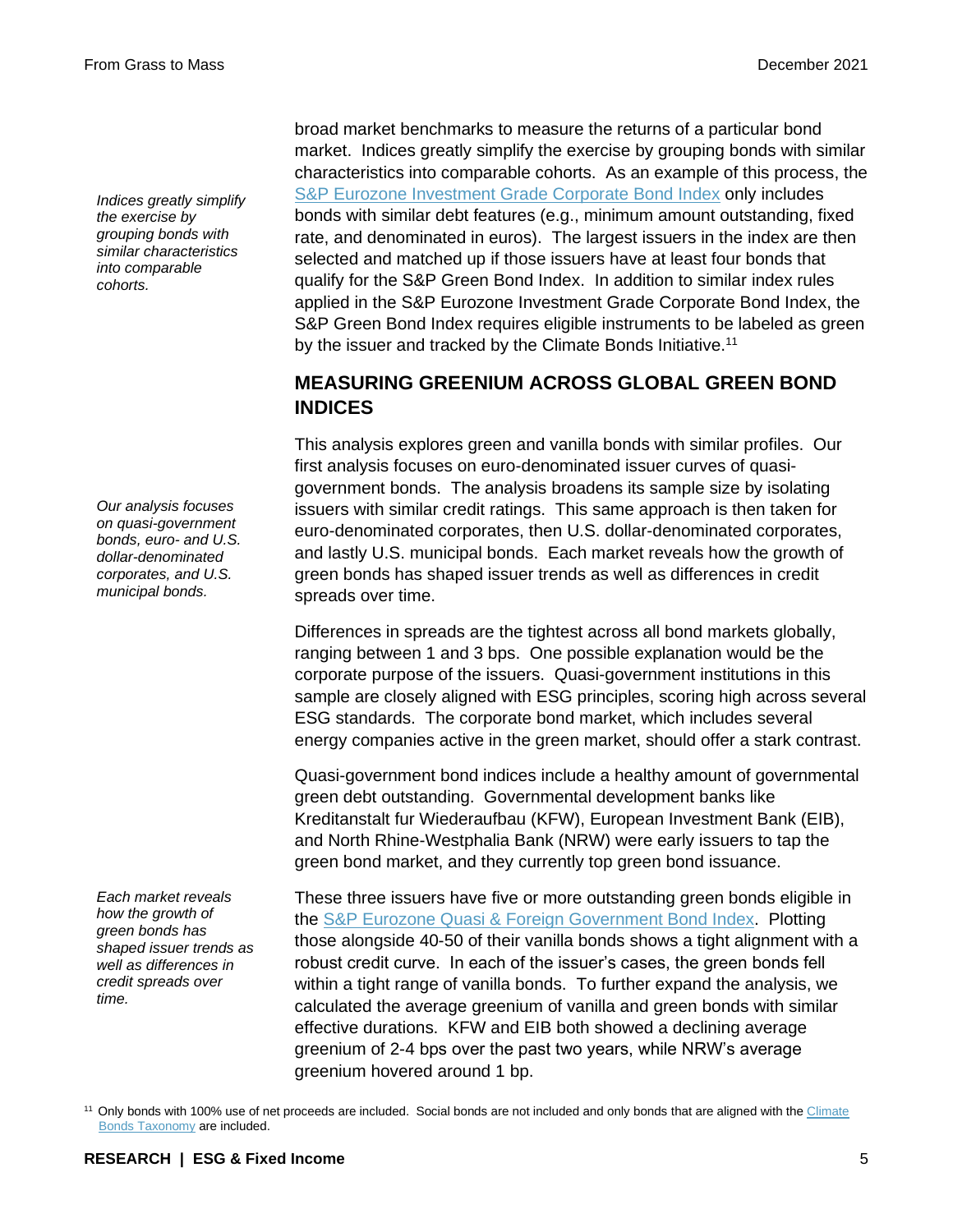broad market benchmarks to measure the returns of a particular bond market. Indices greatly simplify the exercise by grouping bonds with similar characteristics into comparable cohorts. As an example of this process, the S&P Eurozone Investment Grade Corporate Bond Index only includes bonds with similar debt features (e.g., minimum amount outstanding, fixed rate, and denominated in euros). The largest issuers in the index are then selected and matched up if those issuers have at least four bonds that qualify for the S&P Green Bond Index. In addition to similar index rules applied in the S&P Eurozone Investment Grade Corporate Bond Index, the S&P Green Bond Index requires eligible instruments to be labeled as green by the issuer and tracked by the Climate Bonds Initiative.[11]

*Indices greatly simplify the exercise by grouping bonds with similar characteristics into comparable cohorts.*

## MEASURING GREENIUM ACROSS GLOBAL GREEN BOND INDICES

This analysis explores green and vanilla bonds with similar profiles. Our first analysis focuses on euro-denominated issuer curves of quasi-government bonds. The analysis broadens its sample size by isolating issuers with similar credit ratings. This same approach is then taken for euro-denominated corporates, then U.S. dollar-denominated corporates, and lastly U.S. municipal bonds. Each market reveals how the growth of green bonds has shaped issuer trends as well as differences in credit spreads over time.

*Our analysis focuses on quasi-government bonds, euro- and U.S. dollar-denominated corporates, and U.S. municipal bonds.*

Differences in spreads are the tightest across all bond markets globally, ranging between 1 and 3 bps. One possible explanation would be the corporate purpose of the issuers. Quasi-government institutions in this sample are closely aligned with ESG principles, scoring high across several ESG standards. The corporate bond market, which includes several energy companies active in the green market, should offer a stark contrast.

Quasi-government bond indices include a healthy amount of governmental green debt outstanding. Governmental development banks like Kreditanstalt fur Wiederaufbau (KFW), European Investment Bank (EIB), and North Rhine-Westphalia Bank (NRW) were early issuers to tap the green bond market, and they currently top green bond issuance.

*Each market reveals how the growth of green bonds has shaped issuer trends as well as differences in credit spreads over time.*

These three issuers have five or more outstanding green bonds eligible in the S&P Eurozone Quasi & Foreign Government Bond Index. Plotting those alongside 40-50 of their vanilla bonds shows a tight alignment with a robust credit curve. In each of the issuer's cases, the green bonds fell within a tight range of vanilla bonds. To further expand the analysis, we calculated the average greenium of vanilla and green bonds with similar effective durations. KFW and EIB both showed a declining average greenium of 2-4 bps over the past two years, while NRW's average greenium hovered around 1 bp.

[11] Only bonds with 100% use of net proceeds are included. Social bonds are not included and only bonds that are aligned with the Climate Bonds Taxonomy are included.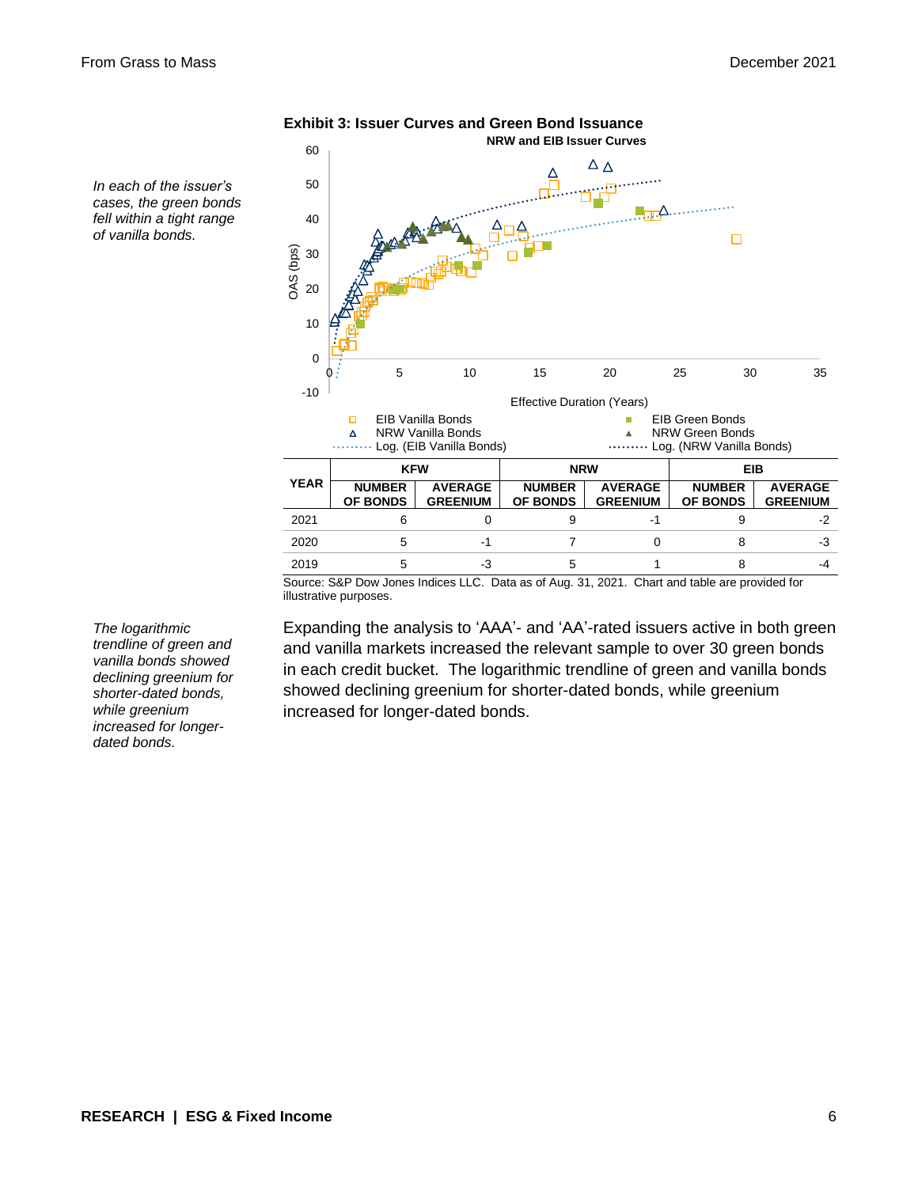*In each of the issuer's cases, the green bonds fell within a tight range of vanilla bonds.*

**Exhibit 3: Issuer Curves and Green Bond Issuance**

**NRW and EIB Issuer Curves**

| YEAR | KFW | | NRW | | EIB | |
|---|---|---|---|---|---|---|
| | NUMBER OF BONDS | AVERAGE GREENIUM | NUMBER OF BONDS | AVERAGE GREENIUM | NUMBER OF BONDS | AVERAGE GREENIUM |
| 2021 | 6 | 0 | 9 | -1 | 9 | -2 |
| 2020 | 5 | -1 | 7 | 0 | 8 | -3 |
| 2019 | 5 | -3 | 5 | 1 | 8 | -4 |

Source: S&P Dow Jones Indices LLC. Data as of Aug. 31, 2021. Chart and table are provided for illustrative purposes.

*The logarithmic trendline of green and vanilla bonds showed declining greenium for shorter-dated bonds, while greenium increased for longer-dated bonds.*

Expanding the analysis to 'AAA'- and 'AA'-rated issuers active in both green and vanilla markets increased the relevant sample to over 30 green bonds in each credit bucket. The logarithmic trendline of green and vanilla bonds showed declining greenium for shorter-dated bonds, while greenium increased for longer-dated bonds.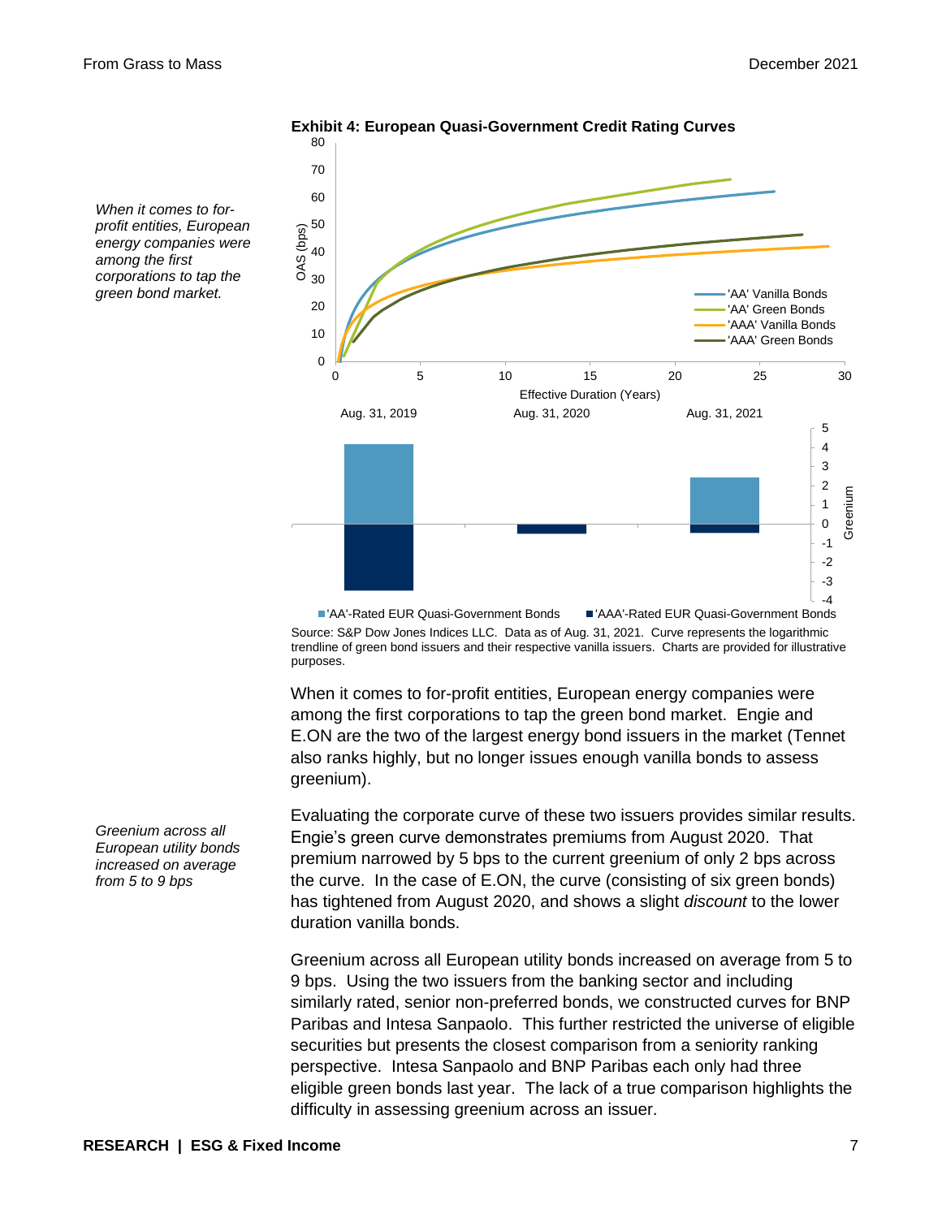*When it comes to for-profit entities, European energy companies were among the first corporations to tap the green bond market.*

**Exhibit 4: European Quasi-Government Credit Rating Curves**

Source: S&P Dow Jones Indices LLC. Data as of Aug. 31, 2021. Curve represents the logarithmic trendline of green bond issuers and their respective vanilla issuers. Charts are provided for illustrative purposes.

When it comes to for-profit entities, European energy companies were among the first corporations to tap the green bond market. Engie and E.ON are the two of the largest energy bond issuers in the market (Tennet also ranks highly, but no longer issues enough vanilla bonds to assess greenium).

*Greenium across all European utility bonds increased on average from 5 to 9 bps*

Evaluating the corporate curve of these two issuers provides similar results. Engie's green curve demonstrates premiums from August 2020. That premium narrowed by 5 bps to the current greenium of only 2 bps across the curve. In the case of E.ON, the curve (consisting of six green bonds) has tightened from August 2020, and shows a slight *discount* to the lower duration vanilla bonds.

Greenium across all European utility bonds increased on average from 5 to 9 bps. Using the two issuers from the banking sector and including similarly rated, senior non-preferred bonds, we constructed curves for BNP Paribas and Intesa Sanpaolo. This further restricted the universe of eligible securities but presents the closest comparison from a seniority ranking perspective. Intesa Sanpaolo and BNP Paribas each only had three eligible green bonds last year. The lack of a true comparison highlights the difficulty in assessing greenium across an issuer.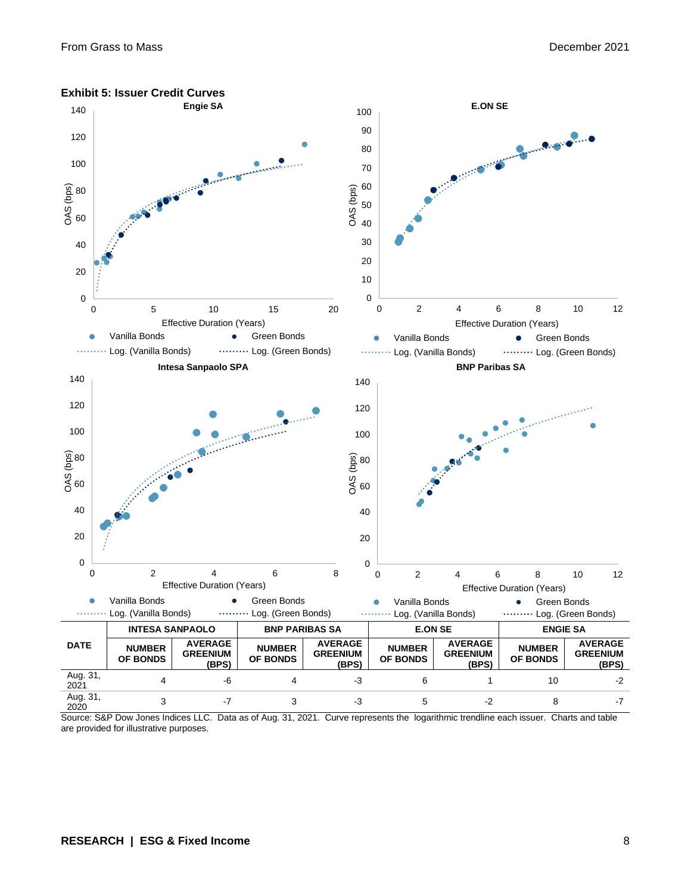**Exhibit 5: Issuer Credit Curves**

| DATE | INTESA SANPAOLO | | BNP PARIBAS SA | | E.ON SE | | ENGIE SA | |
|---|---|---|---|---|---|---|---|---|
| | NUMBER OF BONDS | AVERAGE GREENIUM (BPS) | NUMBER OF BONDS | AVERAGE GREENIUM (BPS) | NUMBER OF BONDS | AVERAGE GREENIUM (BPS) | NUMBER OF BONDS | AVERAGE GREENIUM (BPS) |
| Aug. 31, 2021 | 4 | -6 | 4 | -3 | 6 | 1 | 10 | -2 |
| Aug. 31, 2020 | 3 | -7 | 3 | -3 | 5 | -2 | 8 | -7 |

Source: S&P Dow Jones Indices LLC. Data as of Aug. 31, 2021. Curve represents the logarithmic trendline each issuer. Charts and table are provided for illustrative purposes.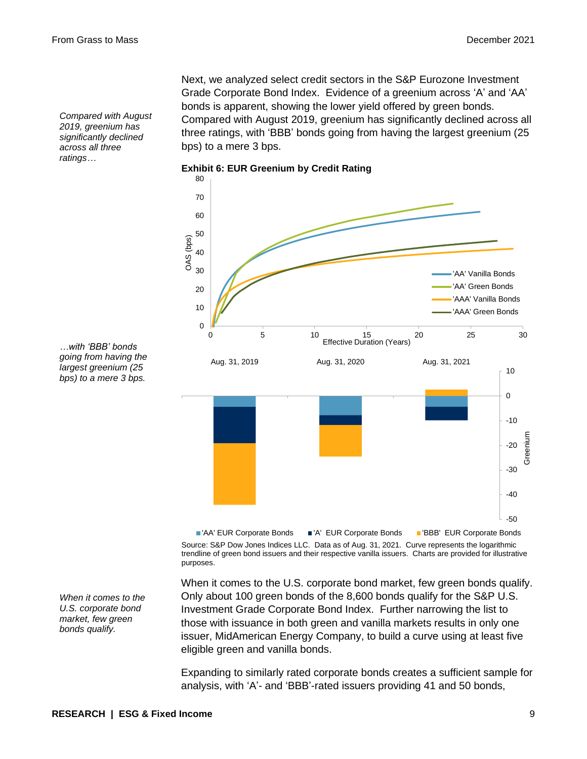*Compared with August 2019, greenium has significantly declined across all three ratings…*

Next, we analyzed select credit sectors in the S&P Eurozone Investment Grade Corporate Bond Index. Evidence of a greenium across 'A' and 'AA' bonds is apparent, showing the lower yield offered by green bonds. Compared with August 2019, greenium has significantly declined across all three ratings, with 'BBB' bonds going from having the largest greenium (25 bps) to a mere 3 bps.

**Exhibit 6: EUR Greenium by Credit Rating**

*…with 'BBB' bonds going from having the largest greenium (25 bps) to a mere 3 bps.*

Source: S&P Dow Jones Indices LLC. Data as of Aug. 31, 2021. Curve represents the logarithmic trendline of green bond issuers and their respective vanilla issuers. Charts are provided for illustrative purposes.

*When it comes to the U.S. corporate bond market, few green bonds qualify.*

When it comes to the U.S. corporate bond market, few green bonds qualify. Only about 100 green bonds of the 8,600 bonds qualify for the S&P U.S. Investment Grade Corporate Bond Index. Further narrowing the list to those with issuance in both green and vanilla markets results in only one issuer, MidAmerican Energy Company, to build a curve using at least five eligible green and vanilla bonds.

Expanding to similarly rated corporate bonds creates a sufficient sample for analysis, with 'A'- and 'BBB'-rated issuers providing 41 and 50 bonds,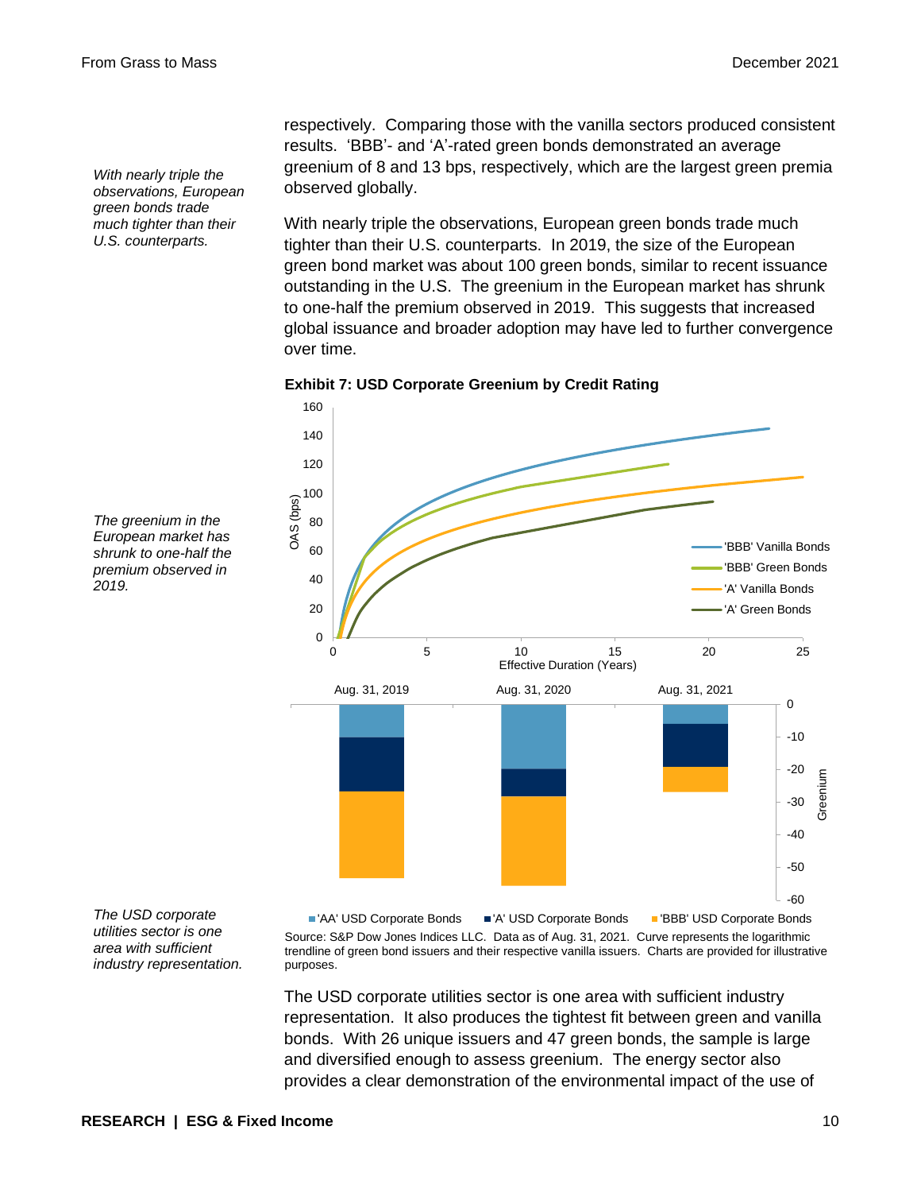respectively. Comparing those with the vanilla sectors produced consistent results. 'BBB'- and 'A'-rated green bonds demonstrated an average greenium of 8 and 13 bps, respectively, which are the largest green premia observed globally.

*With nearly triple the observations, European green bonds trade much tighter than their U.S. counterparts.*

With nearly triple the observations, European green bonds trade much tighter than their U.S. counterparts. In 2019, the size of the European green bond market was about 100 green bonds, similar to recent issuance outstanding in the U.S. The greenium in the European market has shrunk to one-half the premium observed in 2019. This suggests that increased global issuance and broader adoption may have led to further convergence over time.

*The greenium in the European market has shrunk to one-half the premium observed in 2019.*

**Exhibit 7: USD Corporate Greenium by Credit Rating**

Source: S&P Dow Jones Indices LLC. Data as of Aug. 31, 2021. Curve represents the logarithmic trendline of green bond issuers and their respective vanilla issuers. Charts are provided for illustrative purposes.

*The USD corporate utilities sector is one area with sufficient industry representation.*

The USD corporate utilities sector is one area with sufficient industry representation. It also produces the tightest fit between green and vanilla bonds. With 26 unique issuers and 47 green bonds, the sample is large and diversified enough to assess greenium. The energy sector also provides a clear demonstration of the environmental impact of the use of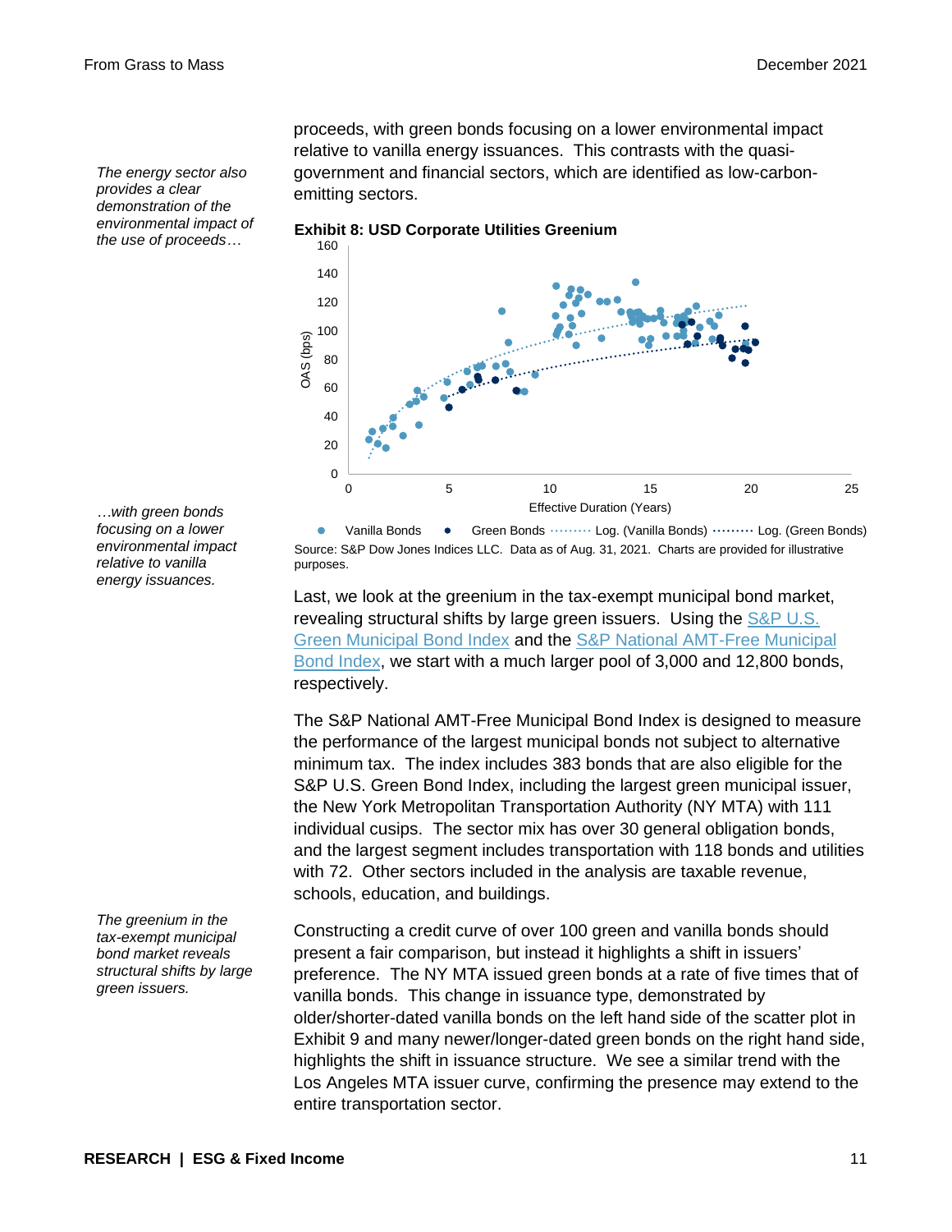proceeds, with green bonds focusing on a lower environmental impact relative to vanilla energy issuances. This contrasts with the quasi-government and financial sectors, which are identified as low-carbon-emitting sectors.

*The energy sector also provides a clear demonstration of the environmental impact of the use of proceeds…*

**Exhibit 8: USD Corporate Utilities Greenium**

Source: S&P Dow Jones Indices LLC. Data as of Aug. 31, 2021. Charts are provided for illustrative purposes.

*…with green bonds focusing on a lower environmental impact relative to vanilla energy issuances.*

Last, we look at the greenium in the tax-exempt municipal bond market, revealing structural shifts by large green issuers. Using the [S&P U.S. Green Municipal Bond Index] and the [S&P National AMT-Free Municipal Bond Index], we start with a much larger pool of 3,000 and 12,800 bonds, respectively.

The S&P National AMT-Free Municipal Bond Index is designed to measure the performance of the largest municipal bonds not subject to alternative minimum tax. The index includes 383 bonds that are also eligible for the S&P U.S. Green Bond Index, including the largest green municipal issuer, the New York Metropolitan Transportation Authority (NY MTA) with 111 individual cusips. The sector mix has over 30 general obligation bonds, and the largest segment includes transportation with 118 bonds and utilities with 72. Other sectors included in the analysis are taxable revenue, schools, education, and buildings.

*The greenium in the tax-exempt municipal bond market reveals structural shifts by large green issuers.*

Constructing a credit curve of over 100 green and vanilla bonds should present a fair comparison, but instead it highlights a shift in issuers' preference. The NY MTA issued green bonds at a rate of five times that of vanilla bonds. This change in issuance type, demonstrated by older/shorter-dated vanilla bonds on the left hand side of the scatter plot in Exhibit 9 and many newer/longer-dated green bonds on the right hand side, highlights the shift in issuance structure. We see a similar trend with the Los Angeles MTA issuer curve, confirming the presence may extend to the entire transportation sector.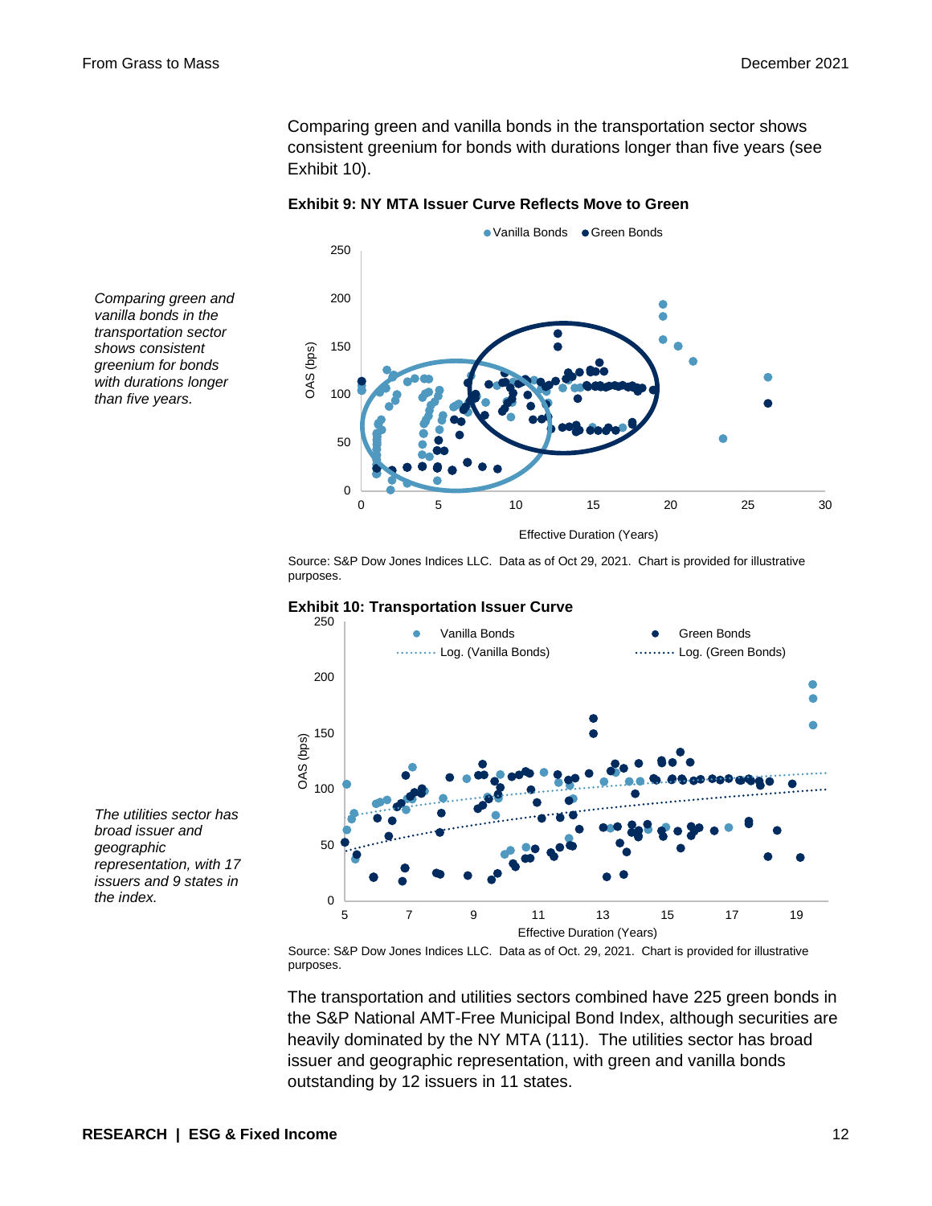Comparing green and vanilla bonds in the transportation sector shows consistent greenium for bonds with durations longer than five years (see Exhibit 10).

*Comparing green and vanilla bonds in the transportation sector shows consistent greenium for bonds with durations longer than five years.*

**Exhibit 9: NY MTA Issuer Curve Reflects Move to Green**

Source: S&P Dow Jones Indices LLC. Data as of Oct 29, 2021. Chart is provided for illustrative purposes.

**Exhibit 10: Transportation Issuer Curve**

Source: S&P Dow Jones Indices LLC. Data as of Oct. 29, 2021. Chart is provided for illustrative purposes.

*The utilities sector has broad issuer and geographic representation, with 17 issuers and 9 states in the index.*

The transportation and utilities sectors combined have 225 green bonds in the S&P National AMT-Free Municipal Bond Index, although securities are heavily dominated by the NY MTA (111). The utilities sector has broad issuer and geographic representation, with green and vanilla bonds outstanding by 12 issuers in 11 states.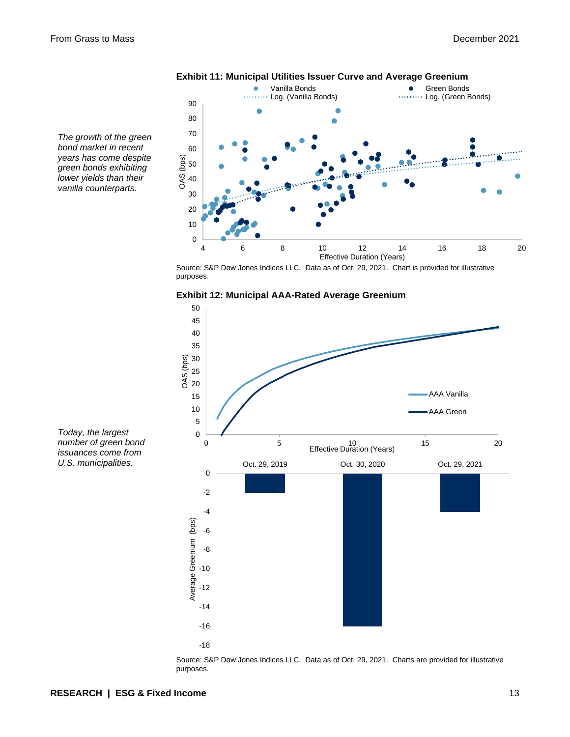*The growth of the green bond market in recent years has come despite green bonds exhibiting lower yields than their vanilla counterparts.*

**Exhibit 11: Municipal Utilities Issuer Curve and Average Greenium**

Source: S&P Dow Jones Indices LLC. Data as of Oct. 29, 2021. Chart is provided for illustrative purposes.

*Today, the largest number of green bond issuances come from U.S. municipalities.*

**Exhibit 12: Municipal AAA-Rated Average Greenium**

Source: S&P Dow Jones Indices LLC. Data as of Oct. 29, 2021. Charts are provided for illustrative purposes.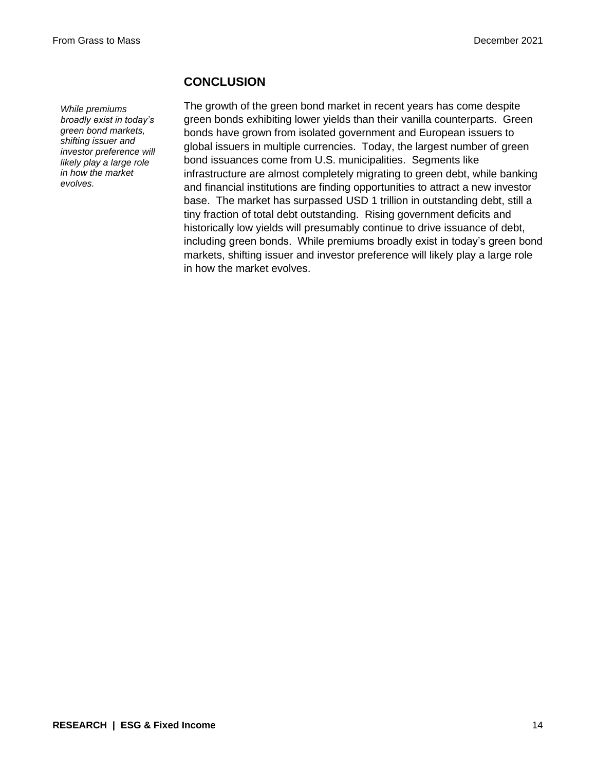*While premiums broadly exist in today's green bond markets, shifting issuer and investor preference will likely play a large role in how the market evolves.*

## CONCLUSION

The growth of the green bond market in recent years has come despite green bonds exhibiting lower yields than their vanilla counterparts. Green bonds have grown from isolated government and European issuers to global issuers in multiple currencies. Today, the largest number of green bond issuances come from U.S. municipalities. Segments like infrastructure are almost completely migrating to green debt, while banking and financial institutions are finding opportunities to attract a new investor base. The market has surpassed USD 1 trillion in outstanding debt, still a tiny fraction of total debt outstanding. Rising government deficits and historically low yields will presumably continue to drive issuance of debt, including green bonds. While premiums broadly exist in today's green bond markets, shifting issuer and investor preference will likely play a large role in how the market evolves.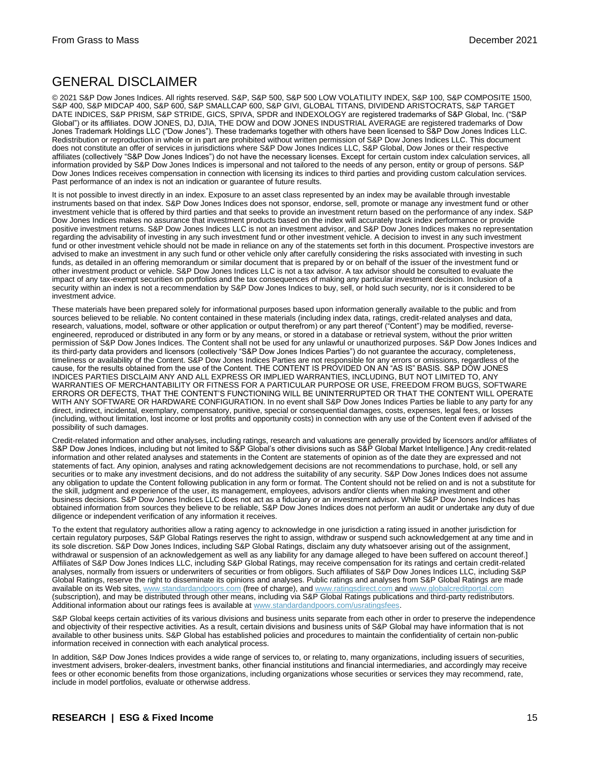# GENERAL DISCLAIMER

© 2021 S&P Dow Jones Indices. All rights reserved. S&P, S&P 500, S&P 500 LOW VOLATILITY INDEX, S&P 100, S&P COMPOSITE 1500, S&P 400, S&P MIDCAP 400, S&P 600, S&P SMALLCAP 600, S&P GIVI, GLOBAL TITANS, DIVIDEND ARISTOCRATS, S&P TARGET DATE INDICES, S&P PRISM, S&P STRIDE, GICS, SPIVA, SPDR and INDEXOLOGY are registered trademarks of S&P Global, Inc. ("S&P Global") or its affiliates. DOW JONES, DJ, DJIA, THE DOW and DOW JONES INDUSTRIAL AVERAGE are registered trademarks of Dow Jones Trademark Holdings LLC ("Dow Jones"). These trademarks together with others have been licensed to S&P Dow Jones Indices LLC. Redistribution or reproduction in whole or in part are prohibited without written permission of S&P Dow Jones Indices LLC. This document does not constitute an offer of services in jurisdictions where S&P Dow Jones Indices LLC, S&P Global, Dow Jones or their respective affiliates (collectively "S&P Dow Jones Indices") do not have the necessary licenses. Except for certain custom index calculation services, all information provided by S&P Dow Jones Indices is impersonal and not tailored to the needs of any person, entity or group of persons. S&P Dow Jones Indices receives compensation in connection with licensing its indices to third parties and providing custom calculation services. Past performance of an index is not an indication or guarantee of future results.

It is not possible to invest directly in an index. Exposure to an asset class represented by an index may be available through investable instruments based on that index. S&P Dow Jones Indices does not sponsor, endorse, sell, promote or manage any investment fund or other investment vehicle that is offered by third parties and that seeks to provide an investment return based on the performance of any index. S&P Dow Jones Indices makes no assurance that investment products based on the index will accurately track index performance or provide positive investment returns. S&P Dow Jones Indices LLC is not an investment advisor, and S&P Dow Jones Indices makes no representation regarding the advisability of investing in any such investment fund or other investment vehicle. A decision to invest in any such investment fund or other investment vehicle should not be made in reliance on any of the statements set forth in this document. Prospective investors are advised to make an investment in any such fund or other vehicle only after carefully considering the risks associated with investing in such funds, as detailed in an offering memorandum or similar document that is prepared by or on behalf of the issuer of the investment fund or other investment product or vehicle. S&P Dow Jones Indices LLC is not a tax advisor. A tax advisor should be consulted to evaluate the impact of any tax-exempt securities on portfolios and the tax consequences of making any particular investment decision. Inclusion of a security within an index is not a recommendation by S&P Dow Jones Indices to buy, sell, or hold such security, nor is it considered to be investment advice.

These materials have been prepared solely for informational purposes based upon information generally available to the public and from sources believed to be reliable. No content contained in these materials (including index data, ratings, credit-related analyses and data, research, valuations, model, software or other application or output therefrom) or any part thereof ("Content") may be modified, reverse-engineered, reproduced or distributed in any form or by any means, or stored in a database or retrieval system, without the prior written permission of S&P Dow Jones Indices. The Content shall not be used for any unlawful or unauthorized purposes. S&P Dow Jones Indices and its third-party data providers and licensors (collectively "S&P Dow Jones Indices Parties") do not guarantee the accuracy, completeness, timeliness or availability of the Content. S&P Dow Jones Indices Parties are not responsible for any errors or omissions, regardless of the cause, for the results obtained from the use of the Content. THE CONTENT IS PROVIDED ON AN "AS IS" BASIS. S&P DOW JONES INDICES PARTIES DISCLAIM ANY AND ALL EXPRESS OR IMPLIED WARRANTIES, INCLUDING, BUT NOT LIMITED TO, ANY WARRANTIES OF MERCHANTABILITY OR FITNESS FOR A PARTICULAR PURPOSE OR USE, FREEDOM FROM BUGS, SOFTWARE ERRORS OR DEFECTS, THAT THE CONTENT'S FUNCTIONING WILL BE UNINTERRUPTED OR THAT THE CONTENT WILL OPERATE WITH ANY SOFTWARE OR HARDWARE CONFIGURATION. In no event shall S&P Dow Jones Indices Parties be liable to any party for any direct, indirect, incidental, exemplary, compensatory, punitive, special or consequential damages, costs, expenses, legal fees, or losses (including, without limitation, lost income or lost profits and opportunity costs) in connection with any use of the Content even if advised of the possibility of such damages.

Credit-related information and other analyses, including ratings, research and valuations are generally provided by licensors and/or affiliates of S&P Dow Jones Indices, including but not limited to S&P Global's other divisions such as S&P Global Market Intelligence.] Any credit-related information and other related analyses and statements in the Content are statements of opinion as of the date they are expressed and not statements of fact. Any opinion, analyses and rating acknowledgement decisions are not recommendations to purchase, hold, or sell any securities or to make any investment decisions, and do not address the suitability of any security. S&P Dow Jones Indices does not assume any obligation to update the Content following publication in any form or format. The Content should not be relied on and is not a substitute for the skill, judgment and experience of the user, its management, employees, advisors and/or clients when making investment and other business decisions. S&P Dow Jones Indices LLC does not act as a fiduciary or an investment advisor. While S&P Dow Jones Indices has obtained information from sources they believe to be reliable, S&P Dow Jones Indices does not perform an audit or undertake any duty of due diligence or independent verification of any information it receives.

To the extent that regulatory authorities allow a rating agency to acknowledge in one jurisdiction a rating issued in another jurisdiction for certain regulatory purposes, S&P Global Ratings reserves the right to assign, withdraw or suspend such acknowledgement at any time and in its sole discretion. S&P Dow Jones Indices, including S&P Global Ratings, disclaim any duty whatsoever arising out of the assignment, withdrawal or suspension of an acknowledgement as well as any liability for any damage alleged to have been suffered on account thereof.] Affiliates of S&P Dow Jones Indices LLC, including S&P Global Ratings, may receive compensation for its ratings and certain credit-related analyses, normally from issuers or underwriters of securities or from obligors. Such affiliates of S&P Dow Jones Indices LLC, including S&P Global Ratings, reserve the right to disseminate its opinions and analyses. Public ratings and analyses from S&P Global Ratings are made available on its Web sites, www.standardandpoors.com (free of charge), and www.ratingsdirect.com and www.globalcreditportal.com (subscription), and may be distributed through other means, including via S&P Global Ratings publications and third-party redistributors. Additional information about our ratings fees is available at www.standardandpoors.com/usratingsfees.

S&P Global keeps certain activities of its various divisions and business units separate from each other in order to preserve the independence and objectivity of their respective activities. As a result, certain divisions and business units of S&P Global may have information that is not available to other business units. S&P Global has established policies and procedures to maintain the confidentiality of certain non-public information received in connection with each analytical process.

In addition, S&P Dow Jones Indices provides a wide range of services to, or relating to, many organizations, including issuers of securities, investment advisers, broker-dealers, investment banks, other financial institutions and financial intermediaries, and accordingly may receive fees or other economic benefits from those organizations, including organizations whose securities or services they may recommend, rate, include in model portfolios, evaluate or otherwise address.